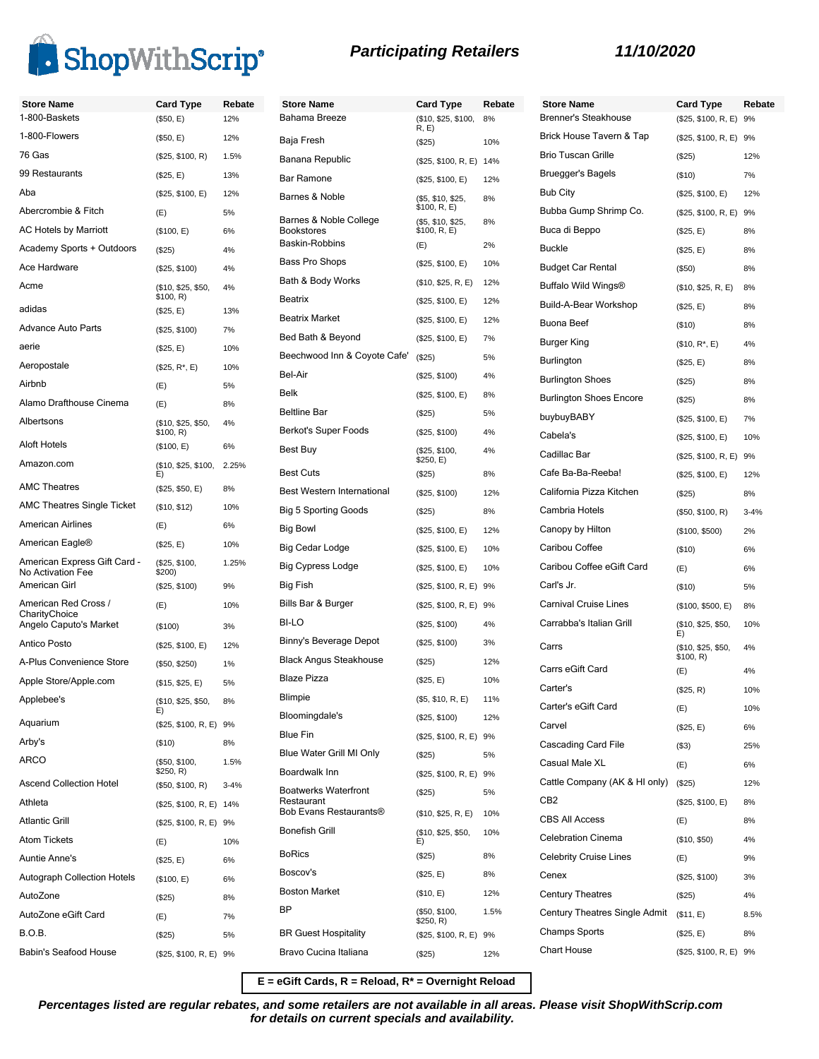# ShopWithScrip®

## Participating Retailers

**11/10/2020**

| Store Name | Card Type | Rebate |
|---|---|---|
| 1-800-Baskets | ($50, E) | 12% |
| 1-800-Flowers | ($50, E) | 12% |
| 76 Gas | ($25, $100, R) | 1.5% |
| 99 Restaurants | ($25, E) | 13% |
| Aba | ($25, $100, E) | 12% |
| Abercrombie & Fitch | (E) | 5% |
| AC Hotels by Marriott | ($100, E) | 6% |
| Academy Sports + Outdoors | ($25) | 4% |
| Ace Hardware | ($25, $100) | 4% |
| Acme | ($10, $25, $50, $100, R) | 4% |
| adidas | ($25, E) | 13% |
| Advance Auto Parts | ($25, $100) | 7% |
| aerie | ($25, E) | 10% |
| Aeropostale | ($25, R*, E) | 10% |
| Airbnb | (E) | 5% |
| Alamo Drafthouse Cinema | (E) | 8% |
| Albertsons | ($10, $25, $50, $100, R) | 4% |
| Aloft Hotels | ($100, E) | 6% |
| Amazon.com | ($10, $25, $100, E) | 2.25% |
| AMC Theatres | ($25, $50, E) | 8% |
| AMC Theatres Single Ticket | ($10, $12) | 10% |
| American Airlines | (E) | 6% |
| American Eagle® | ($25, E) | 10% |
| American Express Gift Card - No Activation Fee | ($25, $100, $200) | 1.25% |
| American Girl | ($25, $100) | 9% |
| American Red Cross / CharityChoice | (E) | 10% |
| Angelo Caputo's Market | ($100) | 3% |
| Antico Posto | ($25, $100, E) | 12% |
| A-Plus Convenience Store | ($50, $250) | 1% |
| Apple Store/Apple.com | ($15, $25, E) | 5% |
| Applebee's | ($10, $25, $50, E) | 8% |
| Aquarium | ($25, $100, R, E) | 9% |
| Arby's | ($10) | 8% |
| ARCO | ($50, $100, $250, R) | 1.5% |
| Ascend Collection Hotel | ($50, $100, R) | 3-4% |
| Athleta | ($25, $100, R, E) | 14% |
| Atlantic Grill | ($25, $100, R, E) | 9% |
| Atom Tickets | (E) | 10% |
| Auntie Anne's | ($25, E) | 6% |
| Autograph Collection Hotels | ($100, E) | 6% |
| AutoZone | ($25) | 8% |
| AutoZone eGift Card | (E) | 7% |
| B.O.B. | ($25) | 5% |
| Babin's Seafood House | ($25, $100, R, E) | 9% |
| Bahama Breeze | ($10, $25, $100, R, E) | 8% |
| Baja Fresh | ($25) | 10% |
| Banana Republic | ($25, $100, R, E) | 14% |
| Bar Ramone | ($25, $100, E) | 12% |
| Barnes & Noble | ($5, $10, $25, $100, R, E) | 8% |
| Barnes & Noble College Bookstores | ($5, $10, $25, $100, R, E) | 8% |
| Baskin-Robbins | (E) | 2% |
| Bass Pro Shops | ($25, $100, E) | 10% |
| Bath & Body Works | ($10, $25, R, E) | 12% |
| Beatrix | ($25, $100, E) | 12% |
| Beatrix Market | ($25, $100, E) | 12% |
| Bed Bath & Beyond | ($25, $100, E) | 7% |
| Beechwood Inn & Coyote Cafe' | ($25) | 5% |
| Bel-Air | ($25, $100) | 4% |
| Belk | ($25, $100, E) | 8% |
| Beltline Bar | ($25) | 5% |
| Berkot's Super Foods | ($25, $100) | 4% |
| Best Buy | ($25, $100, $250, E) | 4% |
| Best Cuts | ($25) | 8% |
| Best Western International | ($25, $100) | 12% |
| Big 5 Sporting Goods | ($25) | 8% |
| Big Bowl | ($25, $100, E) | 12% |
| Big Cedar Lodge | ($25, $100, E) | 10% |
| Big Cypress Lodge | ($25, $100, E) | 10% |
| Big Fish | ($25, $100, R, E) | 9% |
| Bills Bar & Burger | ($25, $100, R, E) | 9% |
| BI-LO | ($25, $100) | 4% |
| Binny's Beverage Depot | ($25, $100) | 3% |
| Black Angus Steakhouse | ($25) | 12% |
| Blaze Pizza | ($25, E) | 10% |
| Blimpie | ($5, $10, R, E) | 11% |
| Bloomingdale's | ($25, $100) | 12% |
| Blue Fin | ($25, $100, R, E) | 9% |
| Blue Water Grill MI Only | ($25) | 5% |
| Boardwalk Inn | ($25, $100, R, E) | 9% |
| Boatwerks Waterfront Restaurant | ($25) | 5% |
| Bob Evans Restaurants® | ($10, $25, R, E) | 10% |
| Bonefish Grill | ($10, $25, $50, E) | 10% |
| BoRics | ($25) | 8% |
| Boscov's | ($25, E) | 8% |
| Boston Market | ($10, E) | 12% |
| BP | ($50, $100, $250, R) | 1.5% |
| BR Guest Hospitality | ($25, $100, R, E) | 9% |
| Bravo Cucina Italiana | ($25) | 12% |
| Brenner's Steakhouse | ($25, $100, R, E) | 9% |
| Brick House Tavern & Tap | ($25, $100, R, E) | 9% |
| Brio Tuscan Grille | ($25) | 12% |
| Bruegger's Bagels | ($10) | 7% |
| Bub City | ($25, $100, E) | 12% |
| Bubba Gump Shrimp Co. | ($25, $100, R, E) | 9% |
| Buca di Beppo | ($25, E) | 8% |
| Buckle | ($25, E) | 8% |
| Budget Car Rental | ($50) | 8% |
| Buffalo Wild Wings® | ($10, $25, R, E) | 8% |
| Build-A-Bear Workshop | ($25, E) | 8% |
| Buona Beef | ($10) | 8% |
| Burger King | ($10, R*, E) | 4% |
| Burlington | ($25, E) | 8% |
| Burlington Shoes | ($25) | 8% |
| Burlington Shoes Encore | ($25) | 8% |
| buybuyBABY | ($25, $100, E) | 7% |
| Cabela's | ($25, $100, E) | 10% |
| Cadillac Bar | ($25, $100, R, E) | 9% |
| Cafe Ba-Ba-Reeba! | ($25, $100, E) | 12% |
| California Pizza Kitchen | ($25) | 8% |
| Cambria Hotels | ($50, $100, R) | 3-4% |
| Canopy by Hilton | ($100, $500) | 2% |
| Caribou Coffee | ($10) | 6% |
| Caribou Coffee eGift Card | (E) | 6% |
| Carl's Jr. | ($10) | 5% |
| Carnival Cruise Lines | ($100, $500, E) | 8% |
| Carrabba's Italian Grill | ($10, $25, $50, E) | 10% |
| Carrs | ($10, $25, $50, $100, R) | 4% |
| Carrs eGift Card | (E) | 4% |
| Carter's | ($25, R) | 10% |
| Carter's eGift Card | (E) | 10% |
| Carvel | ($25, E) | 6% |
| Cascading Card File | ($3) | 25% |
| Casual Male XL | (E) | 6% |
| Cattle Company (AK & HI only) | ($25) | 12% |
| CB2 | ($25, $100, E) | 8% |
| CBS All Access | (E) | 8% |
| Celebration Cinema | ($10, $50) | 4% |
| Celebrity Cruise Lines | (E) | 9% |
| Cenex | ($25, $100) | 3% |
| Century Theatres | ($25) | 4% |
| Century Theatres Single Admit | ($11, E) | 8.5% |
| Champs Sports | ($25, E) | 8% |
| Chart House | ($25, $100, R, E) | 9% |

**E = eGift Cards, R = Reload, R* = Overnight Reload**

***Percentages listed are regular rebates, and some retailers are not available in all areas. Please visit ShopWithScrip.com for details on current specials and availability.***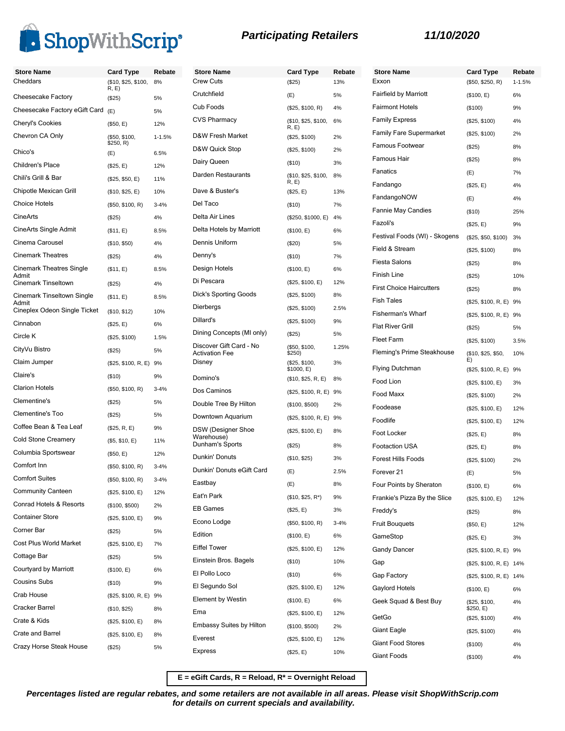# ShopWithScrip®

## Participating Retailers

**11/10/2020**

| Store Name | Card Type | Rebate |
|---|---|---|
| Cheddars | ($10, $25, $100, R, E) | 8% |
| Cheesecake Factory | ($25) | 5% |
| Cheesecake Factory eGift Card | (E) | 5% |
| Cheryl's Cookies | ($50, E) | 12% |
| Chevron CA Only | ($50, $100, $250, R) | 1-1.5% |
| Chico's | (E) | 6.5% |
| Children's Place | ($25, E) | 12% |
| Chili's Grill & Bar | ($25, $50, E) | 11% |
| Chipotle Mexican Grill | ($10, $25, E) | 10% |
| Choice Hotels | ($50, $100, R) | 3-4% |
| CineArts | ($25) | 4% |
| CineArts Single Admit | ($11, E) | 8.5% |
| Cinema Carousel | ($10, $50) | 4% |
| Cinemark Theatres | ($25) | 4% |
| Cinemark Theatres Single Admit | ($11, E) | 8.5% |
| Cinemark Tinseltown | ($25) | 4% |
| Cinemark Tinseltown Single Admit | ($11, E) | 8.5% |
| Cineplex Odeon Single Ticket | ($10, $12) | 10% |
| Cinnabon | ($25, E) | 6% |
| Circle K | ($25, $100) | 1.5% |
| CityVu Bistro | ($25) | 5% |
| Claim Jumper | ($25, $100, R, E) | 9% |
| Claire's | ($10) | 9% |
| Clarion Hotels | ($50, $100, R) | 3-4% |
| Clementine's | ($25) | 5% |
| Clementine's Too | ($25) | 5% |
| Coffee Bean & Tea Leaf | ($25, R, E) | 9% |
| Cold Stone Creamery | ($5, $10, E) | 11% |
| Columbia Sportswear | ($50, E) | 12% |
| Comfort Inn | ($50, $100, R) | 3-4% |
| Comfort Suites | ($50, $100, R) | 3-4% |
| Community Canteen | ($25, $100, E) | 12% |
| Conrad Hotels & Resorts | ($100, $500) | 2% |
| Container Store | ($25, $100, E) | 9% |
| Corner Bar | ($25) | 5% |
| Cost Plus World Market | ($25, $100, E) | 7% |
| Cottage Bar | ($25) | 5% |
| Courtyard by Marriott | ($100, E) | 6% |
| Cousins Subs | ($10) | 9% |
| Crab House | ($25, $100, R, E) | 9% |
| Cracker Barrel | ($10, $25) | 8% |
| Crate & Kids | ($25, $100, E) | 8% |
| Crate and Barrel | ($25, $100, E) | 8% |
| Crazy Horse Steak House | ($25) | 5% |
| Crew Cuts | ($25) | 13% |
| Crutchfield | (E) | 5% |
| Cub Foods | ($25, $100, R) | 4% |
| CVS Pharmacy | ($10, $25, $100, R, E) | 6% |
| D&W Fresh Market | ($25, $100) | 2% |
| D&W Quick Stop | ($25, $100) | 2% |
| Dairy Queen | ($10) | 3% |
| Darden Restaurants | ($10, $25, $100, R, E) | 8% |
| Dave & Buster's | ($25, E) | 13% |
| Del Taco | ($10) | 7% |
| Delta Air Lines | ($250, $1000, E) | 4% |
| Delta Hotels by Marriott | ($100, E) | 6% |
| Dennis Uniform | ($20) | 5% |
| Denny's | ($10) | 7% |
| Design Hotels | ($100, E) | 6% |
| Di Pescara | ($25, $100, E) | 12% |
| Dick's Sporting Goods | ($25, $100) | 8% |
| Dierbergs | ($25, $100) | 2.5% |
| Dillard's | ($25, $100) | 9% |
| Dining Concepts (MI only) | ($25) | 5% |
| Discover Gift Card - No Activation Fee | ($50, $100, $250) | 1.25% |
| Disney | ($25, $100, $1000, E) | 3% |
| Domino's | ($10, $25, R, E) | 8% |
| Dos Caminos | ($25, $100, R, E) | 9% |
| Double Tree By Hilton | ($100, $500) | 2% |
| Downtown Aquarium | ($25, $100, R, E) | 9% |
| DSW (Designer Shoe Warehouse) | ($25, $100, E) | 8% |
| Dunham's Sports | ($25) | 8% |
| Dunkin' Donuts | ($10, $25) | 3% |
| Dunkin' Donuts eGift Card | (E) | 2.5% |
| Eastbay | (E) | 8% |
| Eat'n Park | ($10, $25, R*) | 9% |
| EB Games | ($25, E) | 3% |
| Econo Lodge | ($50, $100, R) | 3-4% |
| Edition | ($100, E) | 6% |
| Eiffel Tower | ($25, $100, E) | 12% |
| Einstein Bros. Bagels | ($10) | 10% |
| El Pollo Loco | ($10) | 6% |
| El Segundo Sol | ($25, $100, E) | 12% |
| Element by Westin | ($100, E) | 6% |
| Ema | ($25, $100, E) | 12% |
| Embassy Suites by Hilton | ($100, $500) | 2% |
| Everest | ($25, $100, E) | 12% |
| Express | ($25, E) | 10% |
| Exxon | ($50, $250, R) | 1-1.5% |
| Fairfield by Marriott | ($100, E) | 6% |
| Fairmont Hotels | ($100) | 9% |
| Family Express | ($25, $100) | 4% |
| Family Fare Supermarket | ($25, $100) | 2% |
| Famous Footwear | ($25) | 8% |
| Famous Hair | ($25) | 8% |
| Fanatics | (E) | 7% |
| Fandango | ($25, E) | 4% |
| FandangoNOW | (E) | 4% |
| Fannie May Candies | ($10) | 25% |
| Fazoli's | ($25, E) | 9% |
| Festival Foods (WI) - Skogens | ($25, $50, $100) | 3% |
| Field & Stream | ($25, $100) | 8% |
| Fiesta Salons | ($25) | 8% |
| Finish Line | ($25) | 10% |
| First Choice Haircutters | ($25) | 8% |
| Fish Tales | ($25, $100, R, E) | 9% |
| Fisherman's Wharf | ($25, $100, R, E) | 9% |
| Flat River Grill | ($25) | 5% |
| Fleet Farm | ($25, $100) | 3.5% |
| Fleming's Prime Steakhouse | ($10, $25, $50, E) | 10% |
| Flying Dutchman | ($25, $100, R, E) | 9% |
| Food Lion | ($25, $100, E) | 3% |
| Food Maxx | ($25, $100) | 2% |
| Foodease | ($25, $100, E) | 12% |
| Foodlife | ($25, $100, E) | 12% |
| Foot Locker | ($25, E) | 8% |
| Footaction USA | ($25, E) | 8% |
| Forest Hills Foods | ($25, $100) | 2% |
| Forever 21 | (E) | 5% |
| Four Points by Sheraton | ($100, E) | 6% |
| Frankie's Pizza By the Slice | ($25, $100, E) | 12% |
| Freddy's | ($25) | 8% |
| Fruit Bouquets | ($50, E) | 12% |
| GameStop | ($25, E) | 3% |
| Gandy Dancer | ($25, $100, R, E) | 9% |
| Gap | ($25, $100, R, E) | 14% |
| Gap Factory | ($25, $100, R, E) | 14% |
| Gaylord Hotels | ($100, E) | 6% |
| Geek Squad & Best Buy | ($25, $100, $250, E) | 4% |
| GetGo | ($25, $100) | 4% |
| Giant Eagle | ($25, $100) | 4% |
| Giant Food Stores | ($100) | 4% |
| Giant Foods | ($100) | 4% |

**E = eGift Cards, R = Reload, R* = Overnight Reload**

***Percentages listed are regular rebates, and some retailers are not available in all areas. Please visit ShopWithScrip.com for details on current specials and availability.***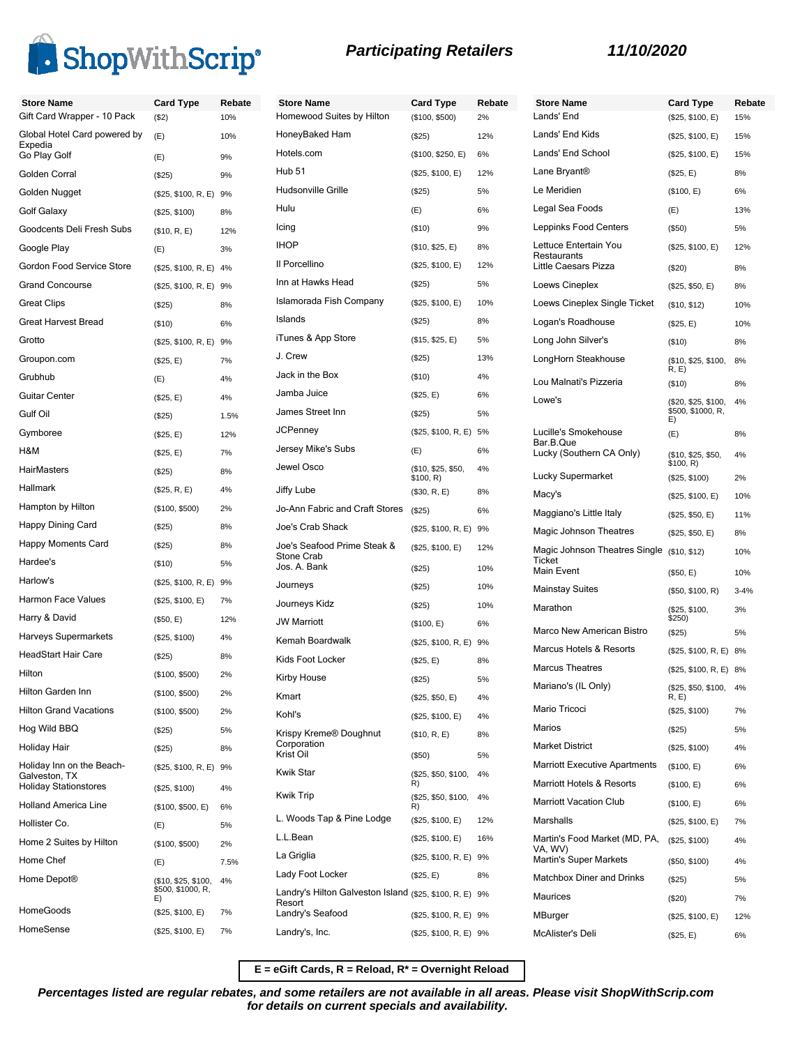# Participating Retailers

**11/10/2020**

| Store Name | Card Type | Rebate |
|---|---|---|
| Gift Card Wrapper - 10 Pack | ($2) | 10% |
| Global Hotel Card powered by Expedia | (E) | 10% |
| Go Play Golf | (E) | 9% |
| Golden Corral | ($25) | 9% |
| Golden Nugget | ($25, $100, R, E) | 9% |
| Golf Galaxy | ($25, $100) | 8% |
| Goodcents Deli Fresh Subs | ($10, R, E) | 12% |
| Google Play | (E) | 3% |
| Gordon Food Service Store | ($25, $100, R, E) | 4% |
| Grand Concourse | ($25, $100, R, E) | 9% |
| Great Clips | ($25) | 8% |
| Great Harvest Bread | ($10) | 6% |
| Grotto | ($25, $100, R, E) | 9% |
| Groupon.com | ($25, E) | 7% |
| Grubhub | (E) | 4% |
| Guitar Center | ($25, E) | 4% |
| Gulf Oil | ($25) | 1.5% |
| Gymboree | ($25, E) | 12% |
| H&M | ($25, E) | 7% |
| HairMasters | ($25) | 8% |
| Hallmark | ($25, R, E) | 4% |
| Hampton by Hilton | ($100, $500) | 2% |
| Happy Dining Card | ($25) | 8% |
| Happy Moments Card | ($25) | 8% |
| Hardee's | ($10) | 5% |
| Harlow's | ($25, $100, R, E) | 9% |
| Harmon Face Values | ($25, $100, E) | 7% |
| Harry & David | ($50, E) | 12% |
| Harveys Supermarkets | ($25, $100) | 4% |
| HeadStart Hair Care | ($25) | 8% |
| Hilton | ($100, $500) | 2% |
| Hilton Garden Inn | ($100, $500) | 2% |
| Hilton Grand Vacations | ($100, $500) | 2% |
| Hog Wild BBQ | ($25) | 5% |
| Holiday Hair | ($25) | 8% |
| Holiday Inn on the Beach-Galveston, TX | ($25, $100, R, E) | 9% |
| Holiday Stationstores | ($25, $100) | 4% |
| Holland America Line | ($100, $500, E) | 6% |
| Hollister Co. | (E) | 5% |
| Home 2 Suites by Hilton | ($100, $500) | 2% |
| Home Chef | (E) | 7.5% |
| Home Depot® | ($10, $25, $100, $500, $1000, R, E) | 4% |
| HomeGoods | ($25, $100, E) | 7% |
| HomeSense | ($25, $100, E) | 7% |
| Homewood Suites by Hilton | ($100, $500) | 2% |
| HoneyBaked Ham | ($25) | 12% |
| Hotels.com | ($100, $250, E) | 6% |
| Hub 51 | ($25, $100, E) | 12% |
| Hudsonville Grille | ($25) | 5% |
| Hulu | (E) | 6% |
| Icing | ($10) | 9% |
| IHOP | ($10, $25, E) | 8% |
| Il Porcellino | ($25, $100, E) | 12% |
| Inn at Hawks Head | ($25) | 5% |
| Islamorada Fish Company | ($25, $100, E) | 10% |
| Islands | ($25) | 8% |
| iTunes & App Store | ($15, $25, E) | 5% |
| J. Crew | ($25) | 13% |
| Jack in the Box | ($10) | 4% |
| Jamba Juice | ($25, E) | 6% |
| James Street Inn | ($25) | 5% |
| JCPenney | ($25, $100, R, E) | 5% |
| Jersey Mike's Subs | (E) | 6% |
| Jewel Osco | ($10, $25, $50, $100, R) | 4% |
| Jiffy Lube | ($30, R, E) | 8% |
| Jo-Ann Fabric and Craft Stores | ($25) | 6% |
| Joe's Crab Shack | ($25, $100, R, E) | 9% |
| Joe's Seafood Prime Steak & Stone Crab | ($25, $100, E) | 12% |
| Jos. A. Bank | ($25) | 10% |
| Journeys | ($25) | 10% |
| Journeys Kidz | ($25) | 10% |
| JW Marriott | ($100, E) | 6% |
| Kemah Boardwalk | ($25, $100, R, E) | 9% |
| Kids Foot Locker | ($25, E) | 8% |
| Kirby House | ($25) | 5% |
| Kmart | ($25, $50, E) | 4% |
| Kohl's | ($25, $100, E) | 4% |
| Krispy Kreme® Doughnut Corporation | ($10, R, E) | 8% |
| Krist Oil | ($50) | 5% |
| Kwik Star | ($25, $50, $100, R) | 4% |
| Kwik Trip | ($25, $50, $100, R) | 4% |
| L. Woods Tap & Pine Lodge | ($25, $100, E) | 12% |
| L.L.Bean | ($25, $100, E) | 16% |
| La Griglia | ($25, $100, R, E) | 9% |
| Lady Foot Locker | ($25, E) | 8% |
| Landry's Hilton Galveston Island Resort | ($25, $100, R, E) | 9% |
| Landry's Seafood | ($25, $100, R, E) | 9% |
| Landry's, Inc. | ($25, $100, R, E) | 9% |
| Lands' End | ($25, $100, E) | 15% |
| Lands' End Kids | ($25, $100, E) | 15% |
| Lands' End School | ($25, $100, E) | 15% |
| Lane Bryant® | ($25, E) | 8% |
| Le Meridien | ($100, E) | 6% |
| Legal Sea Foods | (E) | 13% |
| Leppinks Food Centers | ($50) | 5% |
| Lettuce Entertain You Restaurants | ($25, $100, E) | 12% |
| Little Caesars Pizza | ($20) | 8% |
| Loews Cineplex | ($25, $50, E) | 8% |
| Loews Cineplex Single Ticket | ($10, $12) | 10% |
| Logan's Roadhouse | ($25, E) | 10% |
| Long John Silver's | ($10) | 8% |
| LongHorn Steakhouse | ($10, $25, $100, R, E) | 8% |
| Lou Malnati's Pizzeria | ($10) | 8% |
| Lowe's | ($20, $25, $100, $500, $1000, R, E) | 4% |
| Lucille's Smokehouse Bar.B.Que | (E) | 8% |
| Lucky (Southern CA Only) | ($10, $25, $50, $100, R) | 4% |
| Lucky Supermarket | ($25, $100) | 2% |
| Macy's | ($25, $100, E) | 10% |
| Maggiano's Little Italy | ($25, $50, E) | 11% |
| Magic Johnson Theatres | ($25, $50, E) | 8% |
| Magic Johnson Theatres Single Ticket | ($10, $12) | 10% |
| Main Event | ($50, E) | 10% |
| Mainstay Suites | ($50, $100, R) | 3-4% |
| Marathon | ($25, $100, $250) | 3% |
| Marco New American Bistro | ($25) | 5% |
| Marcus Hotels & Resorts | ($25, $100, R, E) | 8% |
| Marcus Theatres | ($25, $100, R, E) | 8% |
| Mariano's (IL Only) | ($25, $50, $100, R, E) | 4% |
| Mario Tricoci | ($25, $100) | 7% |
| Marios | ($25) | 5% |
| Market District | ($25, $100) | 4% |
| Marriott Executive Apartments | ($100, E) | 6% |
| Marriott Hotels & Resorts | ($100, E) | 6% |
| Marriott Vacation Club | ($100, E) | 6% |
| Marshalls | ($25, $100, E) | 7% |
| Martin's Food Market (MD, PA, VA, WV) | ($25, $100) | 4% |
| Martin's Super Markets | ($50, $100) | 4% |
| Matchbox Diner and Drinks | ($25) | 5% |
| Maurices | ($20) | 7% |
| MBurger | ($25, $100, E) | 12% |
| McAlister's Deli | ($25, E) | 6% |

**E = eGift Cards, R = Reload, R* = Overnight Reload**

***Percentages listed are regular rebates, and some retailers are not available in all areas. Please visit ShopWithScrip.com for details on current specials and availability.***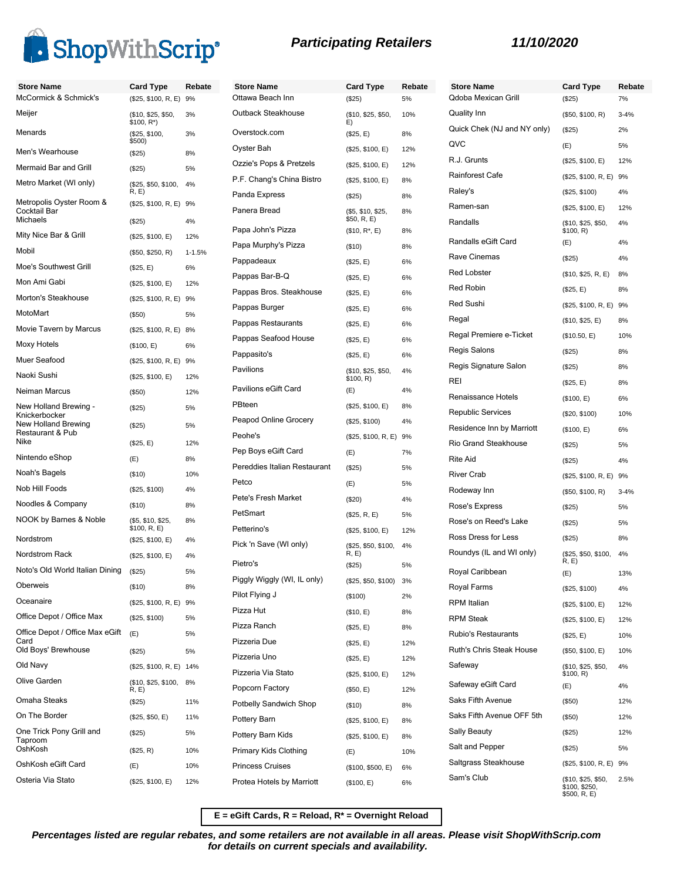# ShopWithScrip®

## Participating Retailers

## 11/10/2020

| Store Name | Card Type | Rebate |
|---|---|---|
| McCormick & Schmick's | ($25, $100, R, E) | 9% |
| Meijer | ($10, $25, $50, $100, R*) | 3% |
| Menards | ($25, $100, $500) | 3% |
| Men's Wearhouse | ($25) | 8% |
| Mermaid Bar and Grill | ($25) | 5% |
| Metro Market (WI only) | ($25, $50, $100, R, E) | 4% |
| Metropolis Oyster Room & Cocktail Bar | ($25, $100, R, E) | 9% |
| Michaels | ($25) | 4% |
| Mity Nice Bar & Grill | ($25, $100, E) | 12% |
| Mobil | ($50, $250, R) | 1-1.5% |
| Moe's Southwest Grill | ($25, E) | 6% |
| Mon Ami Gabi | ($25, $100, E) | 12% |
| Morton's Steakhouse | ($25, $100, R, E) | 9% |
| MotoMart | ($50) | 5% |
| Movie Tavern by Marcus | ($25, $100, R, E) | 8% |
| Moxy Hotels | ($100, E) | 6% |
| Muer Seafood | ($25, $100, R, E) | 9% |
| Naoki Sushi | ($25, $100, E) | 12% |
| Neiman Marcus | ($50) | 12% |
| New Holland Brewing - Knickerbocker | ($25) | 5% |
| New Holland Brewing Restaurant & Pub | ($25) | 5% |
| Nike | ($25, E) | 12% |
| Nintendo eShop | (E) | 8% |
| Noah's Bagels | ($10) | 10% |
| Nob Hill Foods | ($25, $100) | 4% |
| Noodles & Company | ($10) | 8% |
| NOOK by Barnes & Noble | ($5, $10, $25, $100, R, E) | 8% |
| Nordstrom | ($25, $100, E) | 4% |
| Nordstrom Rack | ($25, $100, E) | 4% |
| Noto's Old World Italian Dining | ($25) | 5% |
| Oberweis | ($10) | 8% |
| Oceanaire | ($25, $100, R, E) | 9% |
| Office Depot / Office Max | ($25, $100) | 5% |
| Office Depot / Office Max eGift Card | (E) | 5% |
| Old Boys' Brewhouse | ($25) | 5% |
| Old Navy | ($25, $100, R, E) | 14% |
| Olive Garden | ($10, $25, $100, R, E) | 8% |
| Omaha Steaks | ($25) | 11% |
| On The Border | ($25, $50, E) | 11% |
| One Trick Pony Grill and Taproom | ($25) | 5% |
| OshKosh | ($25, R) | 10% |
| OshKosh eGift Card | (E) | 10% |
| Osteria Via Stato | ($25, $100, E) | 12% |
| Ottawa Beach Inn | ($25) | 5% |
| Outback Steakhouse | ($10, $25, $50, E) | 10% |
| Overstock.com | ($25, E) | 8% |
| Oyster Bah | ($25, $100, E) | 12% |
| Ozzie's Pops & Pretzels | ($25, $100, E) | 12% |
| P.F. Chang's China Bistro | ($25, $100, E) | 8% |
| Panda Express | ($25) | 8% |
| Panera Bread | ($5, $10, $25, $50, R, E) | 8% |
| Papa John's Pizza | ($10, R*, E) | 8% |
| Papa Murphy's Pizza | ($10) | 8% |
| Pappadeaux | ($25, E) | 6% |
| Pappas Bar-B-Q | ($25, E) | 6% |
| Pappas Bros. Steakhouse | ($25, E) | 6% |
| Pappas Burger | ($25, E) | 6% |
| Pappas Restaurants | ($25, E) | 6% |
| Pappas Seafood House | ($25, E) | 6% |
| Pappasito's | ($25, E) | 6% |
| Pavilions | ($10, $25, $50, $100, R) | 4% |
| Pavilions eGift Card | (E) | 4% |
| PBteen | ($25, $100, E) | 8% |
| Peapod Online Grocery | ($25, $100) | 4% |
| Peohe's | ($25, $100, R, E) | 9% |
| Pep Boys eGift Card | (E) | 7% |
| Pereddies Italian Restaurant | ($25) | 5% |
| Petco | (E) | 5% |
| Pete's Fresh Market | ($20) | 4% |
| PetSmart | ($25, R, E) | 5% |
| Petterino's | ($25, $100, E) | 12% |
| Pick 'n Save (WI only) | ($25, $50, $100, R, E) | 4% |
| Pietro's | ($25) | 5% |
| Piggly Wiggly (WI, IL only) | ($25, $50, $100) | 3% |
| Pilot Flying J | ($100) | 2% |
| Pizza Hut | ($10, E) | 8% |
| Pizza Ranch | ($25, E) | 8% |
| Pizzeria Due | ($25, E) | 12% |
| Pizzeria Uno | ($25, E) | 12% |
| Pizzeria Via Stato | ($25, $100, E) | 12% |
| Popcorn Factory | ($50, E) | 12% |
| Potbelly Sandwich Shop | ($10) | 8% |
| Pottery Barn | ($25, $100, E) | 8% |
| Pottery Barn Kids | ($25, $100, E) | 8% |
| Primary Kids Clothing | (E) | 10% |
| Princess Cruises | ($100, $500, E) | 6% |
| Protea Hotels by Marriott | ($100, E) | 6% |
| Qdoba Mexican Grill | ($25) | 7% |
| Quality Inn | ($50, $100, R) | 3-4% |
| Quick Chek (NJ and NY only) | ($25) | 2% |
| QVC | (E) | 5% |
| R.J. Grunts | ($25, $100, E) | 12% |
| Rainforest Cafe | ($25, $100, R, E) | 9% |
| Raley's | ($25, $100) | 4% |
| Ramen-san | ($25, $100, E) | 12% |
| Randalls | ($10, $25, $50, $100, R) | 4% |
| Randalls eGift Card | (E) | 4% |
| Rave Cinemas | ($25) | 4% |
| Red Lobster | ($10, $25, R, E) | 8% |
| Red Robin | ($25, E) | 8% |
| Red Sushi | ($25, $100, R, E) | 9% |
| Regal | ($10, $25, E) | 8% |
| Regal Premiere e-Ticket | ($10.50, E) | 10% |
| Regis Salons | ($25) | 8% |
| Regis Signature Salon | ($25) | 8% |
| REI | ($25, E) | 8% |
| Renaissance Hotels | ($100, E) | 6% |
| Republic Services | ($20, $100) | 10% |
| Residence Inn by Marriott | ($100, E) | 6% |
| Rio Grand Steakhouse | ($25) | 5% |
| Rite Aid | ($25) | 4% |
| River Crab | ($25, $100, R, E) | 9% |
| Rodeway Inn | ($50, $100, R) | 3-4% |
| Rose's Express | ($25) | 5% |
| Rose's on Reed's Lake | ($25) | 5% |
| Ross Dress for Less | ($25) | 8% |
| Roundys (IL and WI only) | ($25, $50, $100, R, E) | 4% |
| Royal Caribbean | (E) | 13% |
| Royal Farms | ($25, $100) | 4% |
| RPM Italian | ($25, $100, E) | 12% |
| RPM Steak | ($25, $100, E) | 12% |
| Rubio's Restaurants | ($25, E) | 10% |
| Ruth's Chris Steak House | ($50, $100, E) | 10% |
| Safeway | ($10, $25, $50, $100, R) | 4% |
| Safeway eGift Card | (E) | 4% |
| Saks Fifth Avenue | ($50) | 12% |
| Saks Fifth Avenue OFF 5th | ($50) | 12% |
| Sally Beauty | ($25) | 12% |
| Salt and Pepper | ($25) | 5% |
| Saltgrass Steakhouse | ($25, $100, R, E) | 9% |
| Sam's Club | ($10, $25, $50, $100, $250, $500, R, E) | 2.5% |

**E = eGift Cards, R = Reload, R* = Overnight Reload**

***Percentages listed are regular rebates, and some retailers are not available in all areas. Please visit ShopWithScrip.com for details on current specials and availability.***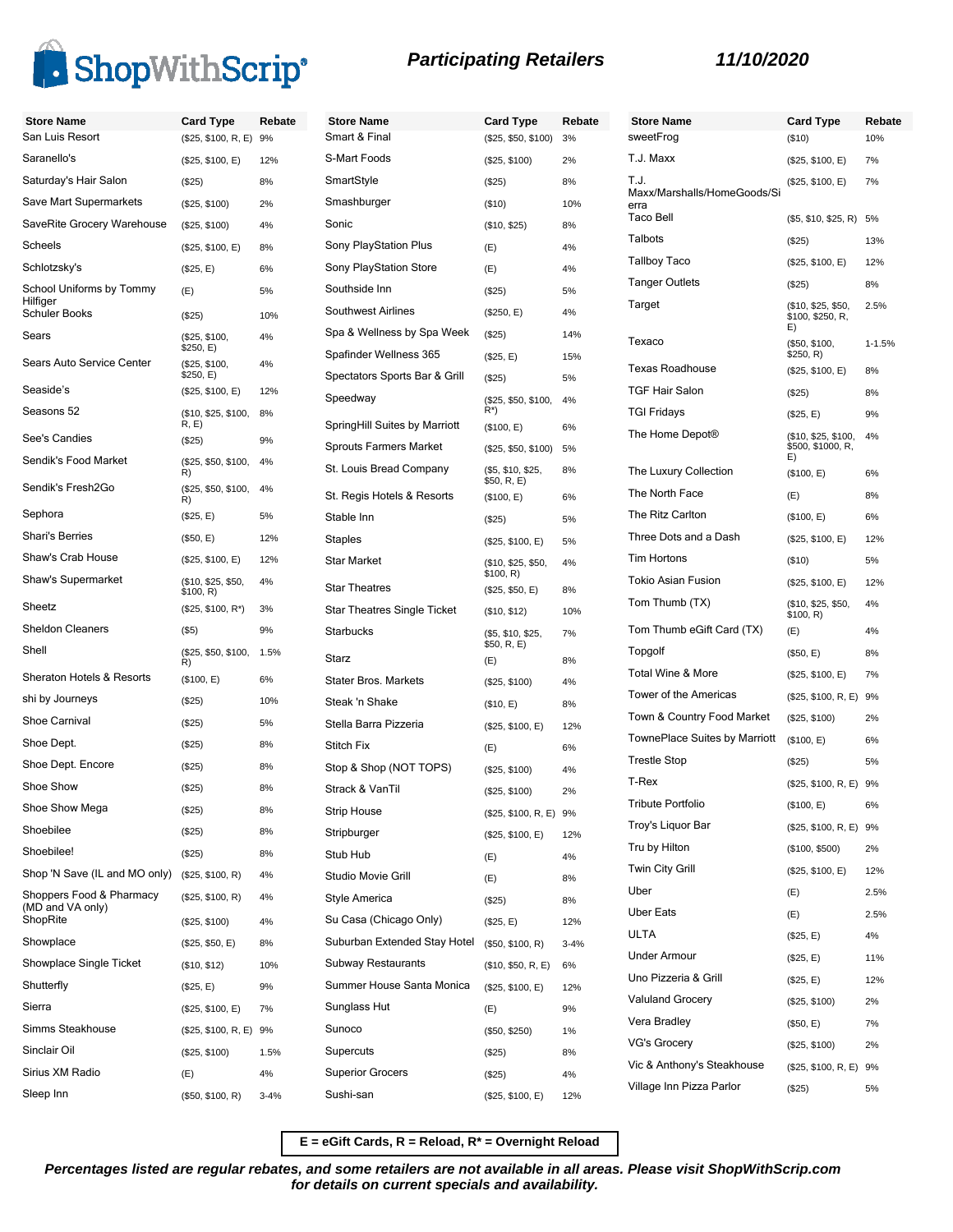**Participating Retailers** **11/10/2020**

| Store Name | Card Type | Rebate |
|---|---|---|
| San Luis Resort | ($25, $100, R, E) | 9% |
| Saranello's | ($25, $100, E) | 12% |
| Saturday's Hair Salon | ($25) | 8% |
| Save Mart Supermarkets | ($25, $100) | 2% |
| SaveRite Grocery Warehouse | ($25, $100) | 4% |
| Scheels | ($25, $100, E) | 8% |
| Schlotzsky's | ($25, E) | 6% |
| School Uniforms by Tommy Hilfiger | (E) | 5% |
| Schuler Books | ($25) | 10% |
| Sears | ($25, $100, $250, E) | 4% |
| Sears Auto Service Center | ($25, $100, $250, E) | 4% |
| Seaside's | ($25, $100, E) | 12% |
| Seasons 52 | ($10, $25, $100, R, E) | 8% |
| See's Candies | ($25) | 9% |
| Sendik's Food Market | ($25, $50, $100, R) | 4% |
| Sendik's Fresh2Go | ($25, $50, $100, R) | 4% |
| Sephora | ($25, E) | 5% |
| Shari's Berries | ($50, E) | 12% |
| Shaw's Crab House | ($25, $100, E) | 12% |
| Shaw's Supermarket | ($10, $25, $50, $100, R) | 4% |
| Sheetz | ($25, $100, R*) | 3% |
| Sheldon Cleaners | ($5) | 9% |
| Shell | ($25, $50, $100, R) | 1.5% |
| Sheraton Hotels & Resorts | ($100, E) | 6% |
| shi by Journeys | ($25) | 10% |
| Shoe Carnival | ($25) | 5% |
| Shoe Dept. | ($25) | 8% |
| Shoe Dept. Encore | ($25) | 8% |
| Shoe Show | ($25) | 8% |
| Shoe Show Mega | ($25) | 8% |
| Shoebilee | ($25) | 8% |
| Shoebilee! | ($25) | 8% |
| Shop 'N Save (IL and MO only) | ($25, $100, R) | 4% |
| Shoppers Food & Pharmacy (MD and VA only) | ($25, $100, R) | 4% |
| ShopRite | ($25, $100) | 4% |
| Showplace | ($25, $50, E) | 8% |
| Showplace Single Ticket | ($10, $12) | 10% |
| Shutterfly | ($25, E) | 9% |
| Sierra | ($25, $100, E) | 7% |
| Simms Steakhouse | ($25, $100, R, E) | 9% |
| Sinclair Oil | ($25, $100) | 1.5% |
| Sirius XM Radio | (E) | 4% |
| Sleep Inn | ($50, $100, R) | 3-4% |
| Smart & Final | ($25, $50, $100) | 3% |
| S-Mart Foods | ($25, $100) | 2% |
| SmartStyle | ($25) | 8% |
| Smashburger | ($10) | 10% |
| Sonic | ($10, $25) | 8% |
| Sony PlayStation Plus | (E) | 4% |
| Sony PlayStation Store | (E) | 4% |
| Southside Inn | ($25) | 5% |
| Southwest Airlines | ($250, E) | 4% |
| Spa & Wellness by Spa Week | ($25) | 14% |
| Spafinder Wellness 365 | ($25, E) | 15% |
| Spectators Sports Bar & Grill | ($25) | 5% |
| Speedway | ($25, $50, $100, R*) | 4% |
| SpringHill Suites by Marriott | ($100, E) | 6% |
| Sprouts Farmers Market | ($25, $50, $100) | 5% |
| St. Louis Bread Company | ($5, $10, $25, $50, R, E) | 8% |
| St. Regis Hotels & Resorts | ($100, E) | 6% |
| Stable Inn | ($25) | 5% |
| Staples | ($25, $100, E) | 5% |
| Star Market | ($10, $25, $50, $100, R) | 4% |
| Star Theatres | ($25, $50, E) | 8% |
| Star Theatres Single Ticket | ($10, $12) | 10% |
| Starbucks | ($5, $10, $25, $50, R, E) | 7% |
| Starz | (E) | 8% |
| Stater Bros. Markets | ($25, $100) | 4% |
| Steak 'n Shake | ($10, E) | 8% |
| Stella Barra Pizzeria | ($25, $100, E) | 12% |
| Stitch Fix | (E) | 6% |
| Stop & Shop (NOT TOPS) | ($25, $100) | 4% |
| Strack & VanTil | ($25, $100) | 2% |
| Strip House | ($25, $100, R, E) | 9% |
| Stripburger | ($25, $100, E) | 12% |
| Stub Hub | (E) | 4% |
| Studio Movie Grill | (E) | 8% |
| Style America | ($25) | 8% |
| Su Casa (Chicago Only) | ($25, E) | 12% |
| Suburban Extended Stay Hotel | ($50, $100, R) | 3-4% |
| Subway Restaurants | ($10, $50, R, E) | 6% |
| Summer House Santa Monica | ($25, $100, E) | 12% |
| Sunglass Hut | (E) | 9% |
| Sunoco | ($50, $250) | 1% |
| Supercuts | ($25) | 8% |
| Superior Grocers | ($25) | 4% |
| Sushi-san | ($25, $100, E) | 12% |
| sweetFrog | ($10) | 10% |
| T.J. Maxx | ($25, $100, E) | 7% |
| T.J. Maxx/Marshalls/HomeGoods/Sierra | ($25, $100, E) | 7% |
| Taco Bell | ($5, $10, $25, R) | 5% |
| Talbots | ($25) | 13% |
| Tallboy Taco | ($25, $100, E) | 12% |
| Tanger Outlets | ($25) | 8% |
| Target | ($10, $25, $50, $100, $250, R, E) | 2.5% |
| Texaco | ($50, $100, $250, R) | 1-1.5% |
| Texas Roadhouse | ($25, $100, E) | 8% |
| TGF Hair Salon | ($25) | 8% |
| TGI Fridays | ($25, E) | 9% |
| The Home Depot® | ($10, $25, $100, $500, $1000, R, E) | 4% |
| The Luxury Collection | ($100, E) | 6% |
| The North Face | (E) | 8% |
| The Ritz Carlton | ($100, E) | 6% |
| Three Dots and a Dash | ($25, $100, E) | 12% |
| Tim Hortons | ($10) | 5% |
| Tokio Asian Fusion | ($25, $100, E) | 12% |
| Tom Thumb (TX) | ($10, $25, $50, $100, R) | 4% |
| Tom Thumb eGift Card (TX) | (E) | 4% |
| Topgolf | ($50, E) | 8% |
| Total Wine & More | ($25, $100, E) | 7% |
| Tower of the Americas | ($25, $100, R, E) | 9% |
| Town & Country Food Market | ($25, $100) | 2% |
| TownePlace Suites by Marriott | ($100, E) | 6% |
| Trestle Stop | ($25) | 5% |
| T-Rex | ($25, $100, R, E) | 9% |
| Tribute Portfolio | ($100, E) | 6% |
| Troy's Liquor Bar | ($25, $100, R, E) | 9% |
| Tru by Hilton | ($100, $500) | 2% |
| Twin City Grill | ($25, $100, E) | 12% |
| Uber | (E) | 2.5% |
| Uber Eats | (E) | 2.5% |
| ULTA | ($25, E) | 4% |
| Under Armour | ($25, E) | 11% |
| Uno Pizzeria & Grill | ($25, E) | 12% |
| Valuland Grocery | ($25, $100) | 2% |
| Vera Bradley | ($50, E) | 7% |
| VG's Grocery | ($25, $100) | 2% |
| Vic & Anthony's Steakhouse | ($25, $100, R, E) | 9% |
| Village Inn Pizza Parlor | ($25) | 5% |

**E = eGift Cards, R = Reload, R* = Overnight Reload**

***Percentages listed are regular rebates, and some retailers are not available in all areas. Please visit ShopWithScrip.com for details on current specials and availability.***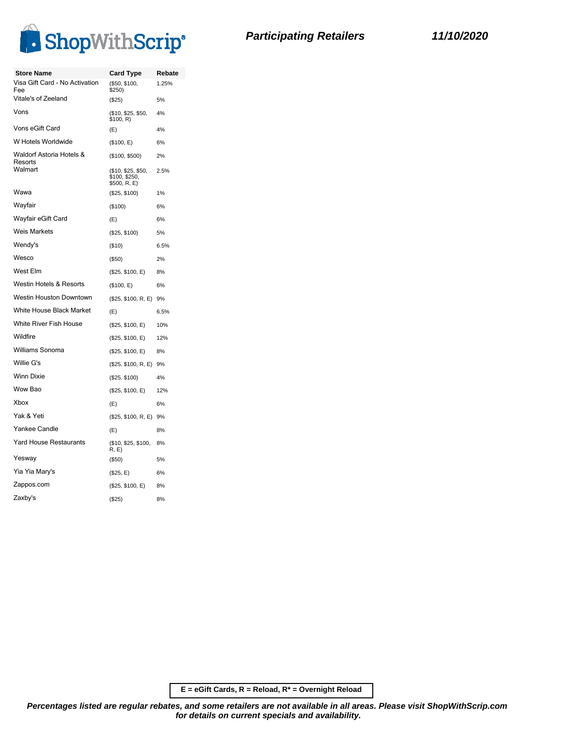ShopWithScrip®

**Participating Retailers** **11/10/2020**

| Store Name | Card Type | Rebate |
|---|---|---|
| Visa Gift Card - No Activation Fee | ($50, $100, $250) | 1.25% |
| Vitale's of Zeeland | ($25) | 5% |
| Vons | ($10, $25, $50, $100, R) | 4% |
| Vons eGift Card | (E) | 4% |
| W Hotels Worldwide | ($100, E) | 6% |
| Waldorf Astoria Hotels & Resorts | ($100, $500) | 2% |
| Walmart | ($10, $25, $50, $100, $250, $500, R, E) | 2.5% |
| Wawa | ($25, $100) | 1% |
| Wayfair | ($100) | 6% |
| Wayfair eGift Card | (E) | 6% |
| Weis Markets | ($25, $100) | 5% |
| Wendy's | ($10) | 6.5% |
| Wesco | ($50) | 2% |
| West Elm | ($25, $100, E) | 8% |
| Westin Hotels & Resorts | ($100, E) | 6% |
| Westin Houston Downtown | ($25, $100, R, E) | 9% |
| White House Black Market | (E) | 6.5% |
| White River Fish House | ($25, $100, E) | 10% |
| Wildfire | ($25, $100, E) | 12% |
| Williams Sonoma | ($25, $100, E) | 8% |
| Willie G's | ($25, $100, R, E) | 9% |
| Winn Dixie | ($25, $100) | 4% |
| Wow Bao | ($25, $100, E) | 12% |
| Xbox | (E) | 6% |
| Yak & Yeti | ($25, $100, R, E) | 9% |
| Yankee Candle | (E) | 8% |
| Yard House Restaurants | ($10, $25, $100, R, E) | 8% |
| Yesway | ($50) | 5% |
| Yia Yia Mary's | ($25, E) | 6% |
| Zappos.com | ($25, $100, E) | 8% |
| Zaxby's | ($25) | 8% |

**E = eGift Cards, R = Reload, R* = Overnight Reload**

***Percentages listed are regular rebates, and some retailers are not available in all areas. Please visit ShopWithScrip.com for details on current specials and availability.***